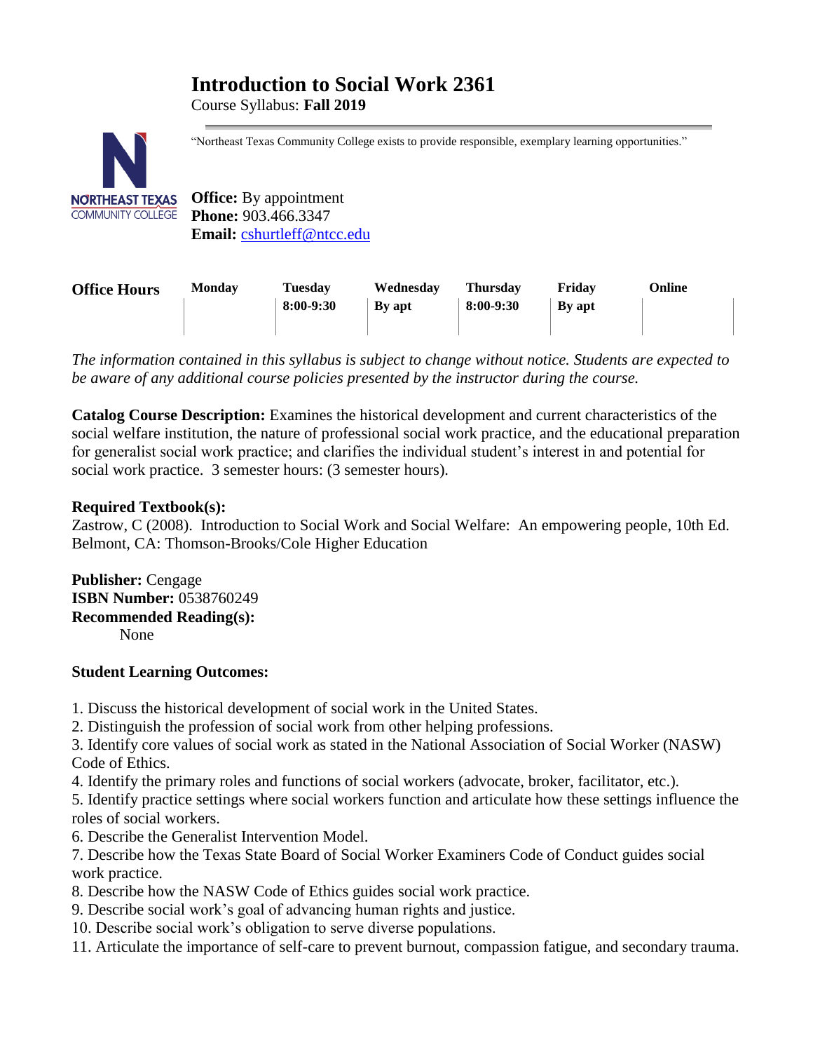# Introduction to Social Work 2361

Course Syllabus: **Fall 2019**

"Northeast Texas Community College exists to provide responsible, exemplary learning opportunities."

**Office:** By appointment
**Phone:** 903.466.3347
**Email:** cshurtleff@ntcc.edu

| Office Hours | Monday | Tuesday | Wednesday | Thursday | Friday | Online |
|---|---|---|---|---|---|---|
| | | 8:00-9:30 | By apt | 8:00-9:30 | By apt | |

*The information contained in this syllabus is subject to change without notice. Students are expected to be aware of any additional course policies presented by the instructor during the course.*

**Catalog Course Description:** Examines the historical development and current characteristics of the social welfare institution, the nature of professional social work practice, and the educational preparation for generalist social work practice; and clarifies the individual student's interest in and potential for social work practice. 3 semester hours: (3 semester hours).

**Required Textbook(s):**
Zastrow, C (2008). Introduction to Social Work and Social Welfare: An empowering people, 10th Ed. Belmont, CA: Thomson-Brooks/Cole Higher Education

**Publisher:** Cengage
**ISBN Number:** 0538760249
**Recommended Reading(s):**
None

**Student Learning Outcomes:**

1. Discuss the historical development of social work in the United States.
2. Distinguish the profession of social work from other helping professions.
3. Identify core values of social work as stated in the National Association of Social Worker (NASW) Code of Ethics.
4. Identify the primary roles and functions of social workers (advocate, broker, facilitator, etc.).
5. Identify practice settings where social workers function and articulate how these settings influence the roles of social workers.
6. Describe the Generalist Intervention Model.
7. Describe how the Texas State Board of Social Worker Examiners Code of Conduct guides social work practice.
8. Describe how the NASW Code of Ethics guides social work practice.
9. Describe social work's goal of advancing human rights and justice.
10. Describe social work's obligation to serve diverse populations.
11. Articulate the importance of self-care to prevent burnout, compassion fatigue, and secondary trauma.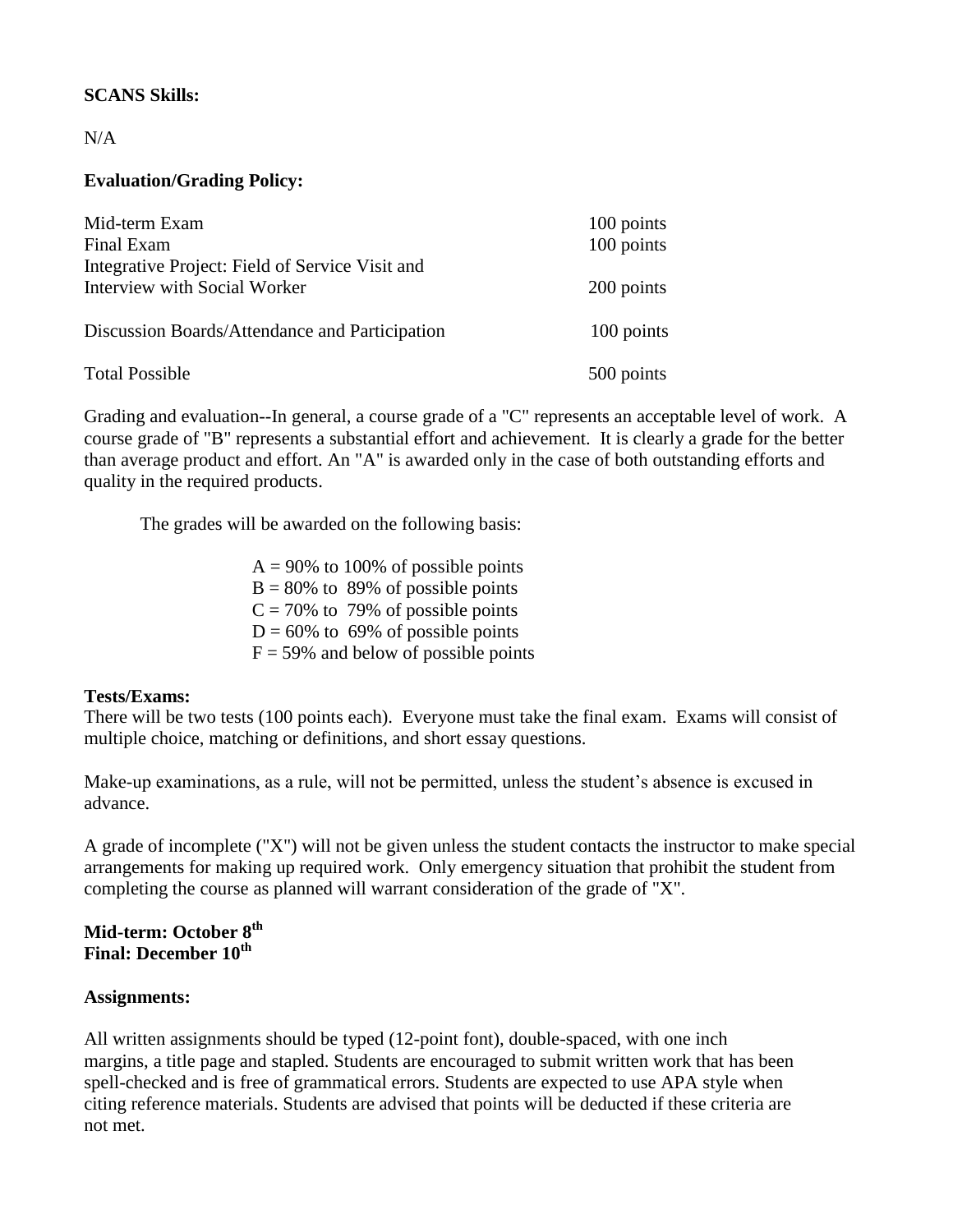**SCANS Skills:**

N/A

**Evaluation/Grading Policy:**

| | |
|---|---|
| Mid-term Exam | 100 points |
| Final Exam | 100 points |
| Integrative Project: Field of Service Visit and Interview with Social Worker | 200 points |
| Discussion Boards/Attendance and Participation | 100 points |
| Total Possible | 500 points |

Grading and evaluation--In general, a course grade of a "C" represents an acceptable level of work. A course grade of "B" represents a substantial effort and achievement. It is clearly a grade for the better than average product and effort. An "A" is awarded only in the case of both outstanding efforts and quality in the required products.

The grades will be awarded on the following basis:

A = 90% to 100% of possible points
B = 80% to 89% of possible points
C = 70% to 79% of possible points
D = 60% to 69% of possible points
F = 59% and below of possible points

**Tests/Exams:**
There will be two tests (100 points each). Everyone must take the final exam. Exams will consist of multiple choice, matching or definitions, and short essay questions.

Make-up examinations, as a rule, will not be permitted, unless the student's absence is excused in advance.

A grade of incomplete ("X") will not be given unless the student contacts the instructor to make special arrangements for making up required work. Only emergency situation that prohibit the student from completing the course as planned will warrant consideration of the grade of "X".

**Mid-term: October 8th**
**Final: December 10th**

**Assignments:**

All written assignments should be typed (12-point font), double-spaced, with one inch margins, a title page and stapled. Students are encouraged to submit written work that has been spell-checked and is free of grammatical errors. Students are expected to use APA style when citing reference materials. Students are advised that points will be deducted if these criteria are not met.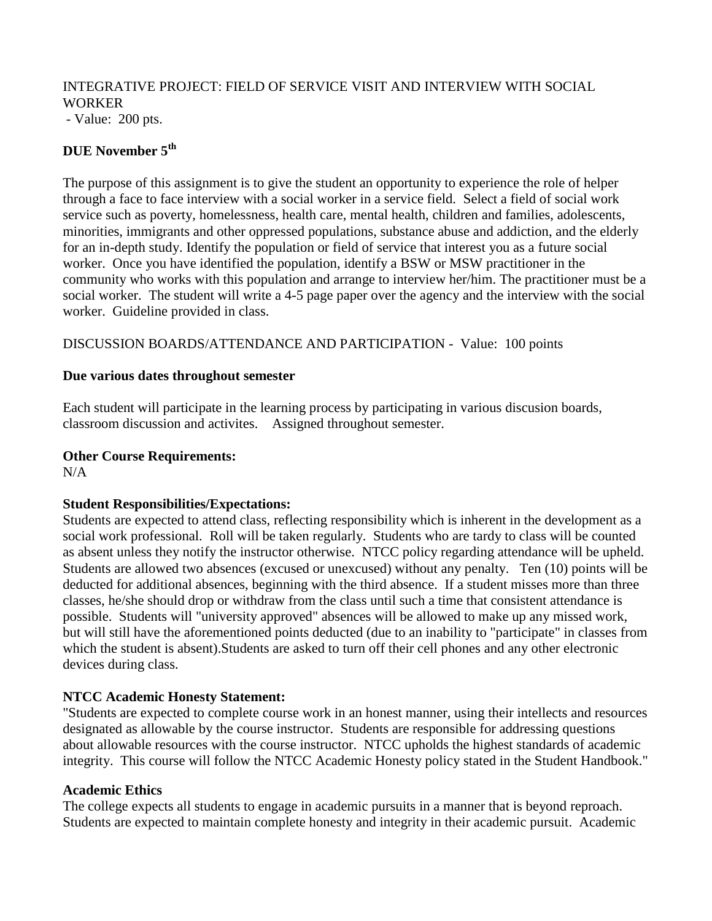INTEGRATIVE PROJECT: FIELD OF SERVICE VISIT AND INTERVIEW WITH SOCIAL WORKER
- Value: 200 pts.

**DUE November 5th**

The purpose of this assignment is to give the student an opportunity to experience the role of helper through a face to face interview with a social worker in a service field. Select a field of social work service such as poverty, homelessness, health care, mental health, children and families, adolescents, minorities, immigrants and other oppressed populations, substance abuse and addiction, and the elderly for an in-depth study. Identify the population or field of service that interest you as a future social worker. Once you have identified the population, identify a BSW or MSW practitioner in the community who works with this population and arrange to interview her/him. The practitioner must be a social worker. The student will write a 4-5 page paper over the agency and the interview with the social worker. Guideline provided in class.

DISCUSSION BOARDS/ATTENDANCE AND PARTICIPATION - Value: 100 points

**Due various dates throughout semester**

Each student will participate in the learning process by participating in various discusion boards, classroom discussion and activites. Assigned throughout semester.

**Other Course Requirements:**
N/A

**Student Responsibilities/Expectations:**
Students are expected to attend class, reflecting responsibility which is inherent in the development as a social work professional. Roll will be taken regularly. Students who are tardy to class will be counted as absent unless they notify the instructor otherwise. NTCC policy regarding attendance will be upheld. Students are allowed two absences (excused or unexcused) without any penalty. Ten (10) points will be deducted for additional absences, beginning with the third absence. If a student misses more than three classes, he/she should drop or withdraw from the class until such a time that consistent attendance is possible. Students will "university approved" absences will be allowed to make up any missed work, but will still have the aforementioned points deducted (due to an inability to "participate" in classes from which the student is absent).Students are asked to turn off their cell phones and any other electronic devices during class.

**NTCC Academic Honesty Statement:**
"Students are expected to complete course work in an honest manner, using their intellects and resources designated as allowable by the course instructor. Students are responsible for addressing questions about allowable resources with the course instructor. NTCC upholds the highest standards of academic integrity. This course will follow the NTCC Academic Honesty policy stated in the Student Handbook."

**Academic Ethics**
The college expects all students to engage in academic pursuits in a manner that is beyond reproach. Students are expected to maintain complete honesty and integrity in their academic pursuit. Academic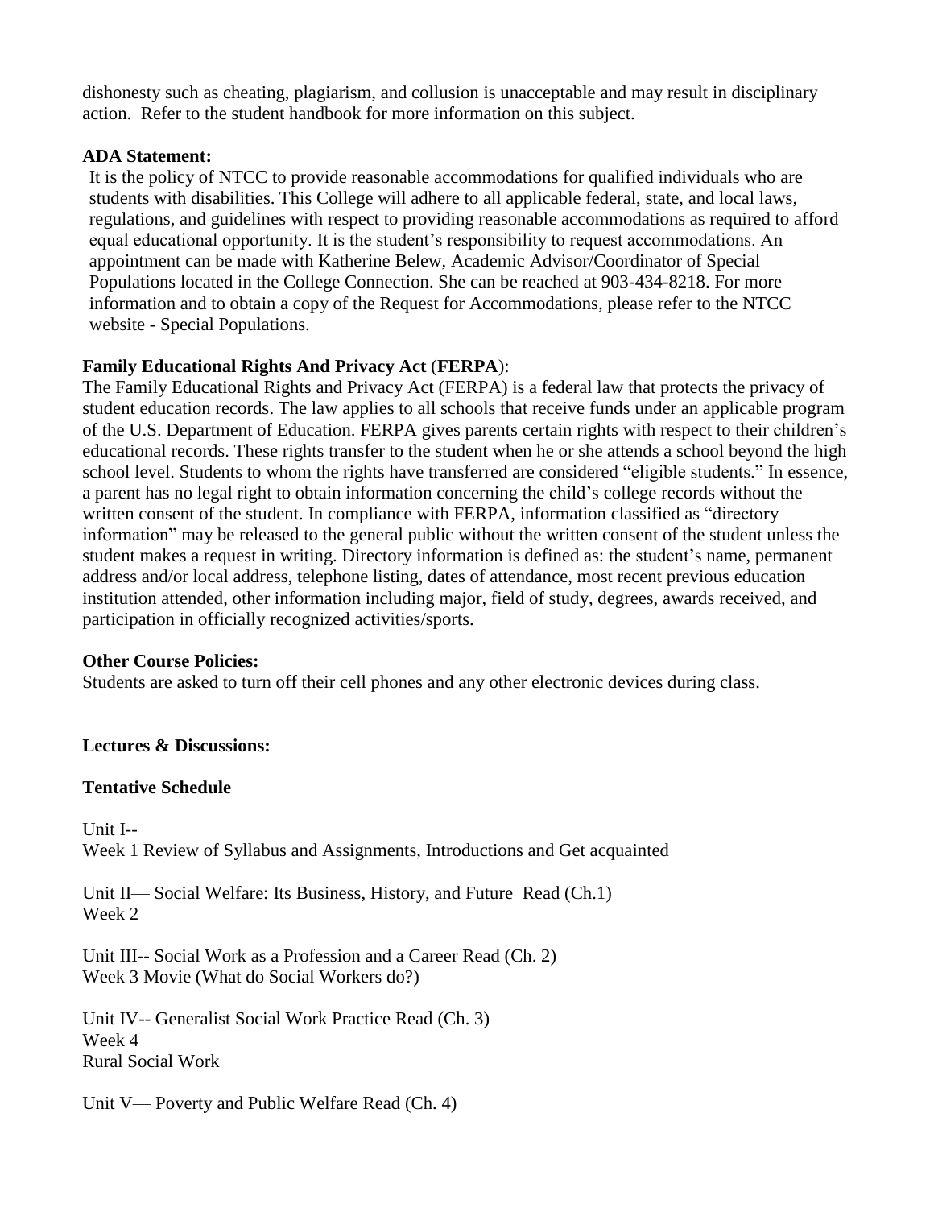dishonesty such as cheating, plagiarism, and collusion is unacceptable and may result in disciplinary action. Refer to the student handbook for more information on this subject.

**ADA Statement:**

It is the policy of NTCC to provide reasonable accommodations for qualified individuals who are students with disabilities. This College will adhere to all applicable federal, state, and local laws, regulations, and guidelines with respect to providing reasonable accommodations as required to afford equal educational opportunity. It is the student's responsibility to request accommodations. An appointment can be made with Katherine Belew, Academic Advisor/Coordinator of Special Populations located in the College Connection. She can be reached at 903-434-8218. For more information and to obtain a copy of the Request for Accommodations, please refer to the NTCC website - Special Populations.

**Family Educational Rights And Privacy Act** (**FERPA**):

The Family Educational Rights and Privacy Act (FERPA) is a federal law that protects the privacy of student education records. The law applies to all schools that receive funds under an applicable program of the U.S. Department of Education. FERPA gives parents certain rights with respect to their children's educational records. These rights transfer to the student when he or she attends a school beyond the high school level. Students to whom the rights have transferred are considered "eligible students." In essence, a parent has no legal right to obtain information concerning the child's college records without the written consent of the student. In compliance with FERPA, information classified as "directory information" may be released to the general public without the written consent of the student unless the student makes a request in writing. Directory information is defined as: the student's name, permanent address and/or local address, telephone listing, dates of attendance, most recent previous education institution attended, other information including major, field of study, degrees, awards received, and participation in officially recognized activities/sports.

**Other Course Policies:**

Students are asked to turn off their cell phones and any other electronic devices during class.

**Lectures & Discussions:**

**Tentative Schedule**

Unit I--
Week 1 Review of Syllabus and Assignments, Introductions and Get acquainted

Unit II— Social Welfare: Its Business, History, and Future Read (Ch.1)
Week 2

Unit III-- Social Work as a Profession and a Career Read (Ch. 2)
Week 3 Movie (What do Social Workers do?)

Unit IV-- Generalist Social Work Practice Read (Ch. 3)
Week 4
Rural Social Work

Unit V— Poverty and Public Welfare Read (Ch. 4)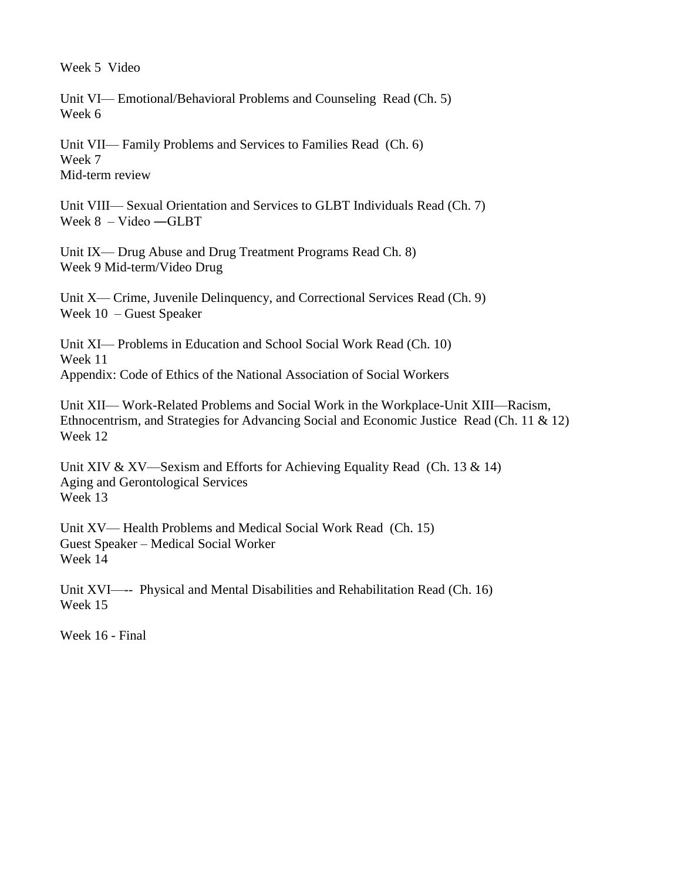Week 5 Video

Unit VI— Emotional/Behavioral Problems and Counseling Read (Ch. 5)
Week 6

Unit VII— Family Problems and Services to Families Read (Ch. 6)
Week 7
Mid-term review

Unit VIII— Sexual Orientation and Services to GLBT Individuals Read (Ch. 7)
Week 8 – Video —GLBT

Unit IX— Drug Abuse and Drug Treatment Programs Read Ch. 8)
Week 9 Mid-term/Video Drug

Unit X— Crime, Juvenile Delinquency, and Correctional Services Read (Ch. 9)
Week 10 – Guest Speaker

Unit XI— Problems in Education and School Social Work Read (Ch. 10)
Week 11
Appendix: Code of Ethics of the National Association of Social Workers

Unit XII— Work-Related Problems and Social Work in the Workplace-Unit XIII—Racism, Ethnocentrism, and Strategies for Advancing Social and Economic Justice Read (Ch. 11 & 12)
Week 12

Unit XIV & XV—Sexism and Efforts for Achieving Equality Read (Ch. 13 & 14)
Aging and Gerontological Services
Week 13

Unit XV— Health Problems and Medical Social Work Read (Ch. 15)
Guest Speaker – Medical Social Worker
Week 14

Unit XVI—-- Physical and Mental Disabilities and Rehabilitation Read (Ch. 16)
Week 15

Week 16 - Final